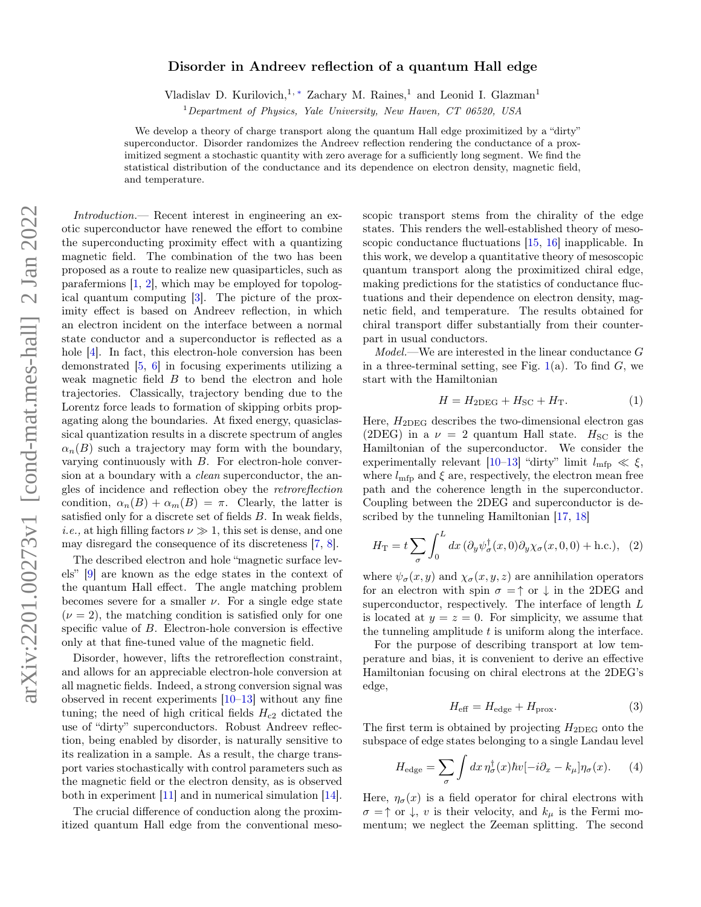# Disorder in Andreev reflection of a quantum Hall edge

Vladislav D. Kurilovich,[1,*] Zachary M. Raines,[1] and Leonid I. Glazman[1]

[1] *Department of Physics, Yale University, New Haven, CT 06520, USA*

We develop a theory of charge transport along the quantum Hall edge proximitized by a "dirty" superconductor. Disorder randomizes the Andreev reflection rendering the conductance of a proximitized segment a stochastic quantity with zero average for a sufficiently long segment. We find the statistical distribution of the conductance and its dependence on electron density, magnetic field, and temperature.

*Introduction.*— Recent interest in engineering an exotic superconductor have renewed the effort to combine the superconducting proximity effect with a quantizing magnetic field. The combination of the two has been proposed as a route to realize new quasiparticles, such as parafermions [1, 2], which may be employed for topological quantum computing [3]. The picture of the proximity effect is based on Andreev reflection, in which an electron incident on the interface between a normal state conductor and a superconductor is reflected as a hole [4]. In fact, this electron-hole conversion has been demonstrated [5, 6] in focusing experiments utilizing a weak magnetic field $B$ to bend the electron and hole trajectories. Classically, trajectory bending due to the Lorentz force leads to formation of skipping orbits propagating along the boundaries. At fixed energy, quasiclassical quantization results in a discrete spectrum of angles $\alpha_n(B)$ such a trajectory may form with the boundary, varying continuously with $B$. For electron-hole conversion at a boundary with a *clean* superconductor, the angles of incidence and reflection obey the *retroreflection* condition, $\alpha_n(B) + \alpha_m(B) = \pi$. Clearly, the latter is satisfied only for a discrete set of fields $B$. In weak fields, *i.e.,* at high filling factors $\nu \gg 1$, this set is dense, and one may disregard the consequence of its discreteness [7, 8].

The described electron and hole "magnetic surface levels" [9] are known as the edge states in the context of the quantum Hall effect. The angle matching problem becomes severe for a smaller $\nu$. For a single edge state ($\nu = 2$), the matching condition is satisfied only for one specific value of $B$. Electron-hole conversion is effective only at that fine-tuned value of the magnetic field.

Disorder, however, lifts the retroreflection constraint, and allows for an appreciable electron-hole conversion at all magnetic fields. Indeed, a strong conversion signal was observed in recent experiments [10–13] without any fine tuning; the need of high critical fields $H_{c2}$ dictated the use of "dirty" superconductors. Robust Andreev reflection, being enabled by disorder, is naturally sensitive to its realization in a sample. As a result, the charge transport varies stochastically with control parameters such as the magnetic field or the electron density, as is observed both in experiment [11] and in numerical simulation [14].

The crucial difference of conduction along the proximitized quantum Hall edge from the conventional mesoscopic transport stems from the chirality of the edge states. This renders the well-established theory of mesoscopic conductance fluctuations [15, 16] inapplicable. In this work, we develop a quantitative theory of mesoscopic quantum transport along the proximitized chiral edge, making predictions for the statistics of conductance fluctuations and their dependence on electron density, magnetic field, and temperature. The results obtained for chiral transport differ substantially from their counterpart in usual conductors.

*Model.*—We are interested in the linear conductance $G$ in a three-terminal setting, see Fig. 1(a). To find $G$, we start with the Hamiltonian

$$H = H_{\mathrm{2DEG}} + H_{\mathrm{SC}} + H_{\mathrm{T}}. \tag{1}$$

Here, $H_{\mathrm{2DEG}}$ describes the two-dimensional electron gas (2DEG) in a $\nu = 2$ quantum Hall state. $H_{\mathrm{SC}}$ is the Hamiltonian of the superconductor. We consider the experimentally relevant [10–13] "dirty" limit $l_{\mathrm{mfp}} \ll \xi$, where $l_{\mathrm{mfp}}$ and $\xi$ are, respectively, the electron mean free path and the coherence length in the superconductor. Coupling between the 2DEG and superconductor is described by the tunneling Hamiltonian [17, 18]

$$H_{\mathrm{T}} = t \sum_{\sigma} \int_0^L dx\, (\partial_y \psi_\sigma^\dagger(x,0) \partial_y \chi_\sigma(x,0,0) + \mathrm{h.c.}), \tag{2}$$

where $\psi_\sigma(x,y)$ and $\chi_\sigma(x,y,z)$ are annihilation operators for an electron with spin $\sigma =\uparrow$ or $\downarrow$ in the 2DEG and superconductor, respectively. The interface of length $L$ is located at $y = z = 0$. For simplicity, we assume that the tunneling amplitude $t$ is uniform along the interface.

For the purpose of describing transport at low temperature and bias, it is convenient to derive an effective Hamiltonian focusing on chiral electrons at the 2DEG's edge,

$$H_{\mathrm{eff}} = H_{\mathrm{edge}} + H_{\mathrm{prox}}. \tag{3}$$

The first term is obtained by projecting $H_{\mathrm{2DEG}}$ onto the subspace of edge states belonging to a single Landau level

$$H_{\mathrm{edge}} = \sum_{\sigma} \int dx\, \eta_\sigma^\dagger(x) \hbar v [-i\partial_x - k_\mu] \eta_\sigma(x). \tag{4}$$

Here, $\eta_\sigma(x)$ is a field operator for chiral electrons with $\sigma =\uparrow$ or $\downarrow$, $v$ is their velocity, and $k_\mu$ is the Fermi momentum; we neglect the Zeeman splitting. The second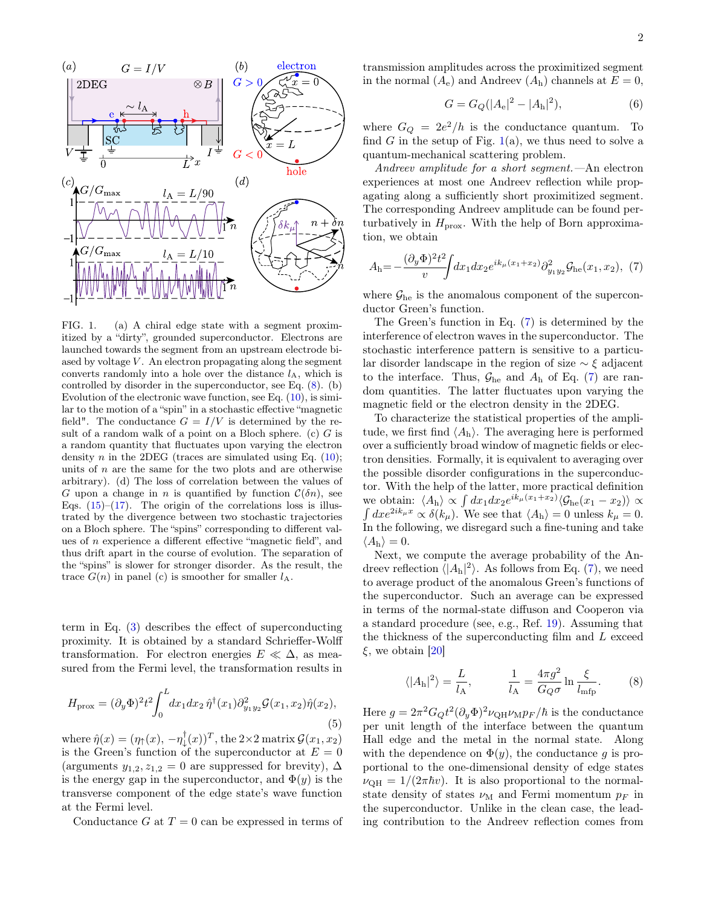FIG. 1. (a) A chiral edge state with a segment proximitized by a "dirty", grounded superconductor. Electrons are launched towards the segment from an upstream electrode biased by voltage $V$. An electron propagating along the segment converts randomly into a hole over the distance $l_{\rm A}$, which is controlled by disorder in the superconductor, see Eq. (8). (b) Evolution of the electronic wave function, see Eq. (10), is similar to the motion of a "spin" in a stochastic effective "magnetic field". The conductance $G = I/V$ is determined by the result of a random walk of a point on a Bloch sphere. (c) $G$ is a random quantity that fluctuates upon varying the electron density $n$ in the 2DEG (traces are simulated using Eq. (10); units of $n$ are the same for the two plots and are otherwise arbitrary). (d) The loss of correlation between the values of $G$ upon a change in $n$ is quantified by function $\mathcal{C}(\delta n)$, see Eqs. (15)–(17). The origin of the correlations loss is illustrated by the divergence between two stochastic trajectories on a Bloch sphere. The "spins" corresponding to different values of $n$ experience a different effective "magnetic field", and thus drift apart in the course of evolution. The separation of the "spins" is slower for stronger disorder. As the result, the trace $G(n)$ in panel (c) is smoother for smaller $l_{\rm A}$.

term in Eq. (3) describes the effect of superconducting proximity. It is obtained by a standard Schrieffer-Wolff transformation. For electron energies $E \ll \Delta$, as measured from the Fermi level, the transformation results in

$$H_{\rm prox} = (\partial_y \Phi)^2 t^2 \int_0^L dx_1 dx_2\, \hat{\eta}^\dagger(x_1) \partial^2_{y_1 y_2} \mathcal{G}(x_1, x_2) \hat{\eta}(x_2), \tag{5}$$

where $\hat{\eta}(x) = (\eta_\uparrow(x), -\eta_\downarrow^\dagger(x))^T$, the $2\times 2$ matrix $\mathcal{G}(x_1, x_2)$ is the Green's function of the superconductor at $E = 0$ (arguments $y_{1,2}, z_{1,2} = 0$ are suppressed for brevity), $\Delta$ is the energy gap in the superconductor, and $\Phi(y)$ is the transverse component of the edge state's wave function at the Fermi level.

Conductance $G$ at $T = 0$ can be expressed in terms of transmission amplitudes across the proximitized segment in the normal ($A_{\rm e}$) and Andreev ($A_{\rm h}$) channels at $E = 0$,

$$G = G_Q(|A_{\rm e}|^2 - |A_{\rm h}|^2), \tag{6}$$

where $G_Q = 2e^2/h$ is the conductance quantum. To find $G$ in the setup of Fig. 1(a), we thus need to solve a quantum-mechanical scattering problem.

*Andreev amplitude for a short segment.*—An electron experiences at most one Andreev reflection while propagating along a sufficiently short proximitized segment. The corresponding Andreev amplitude can be found perturbatively in $H_{\rm prox}$. With the help of Born approximation, we obtain

$$A_{\rm h} = -\frac{(\partial_y \Phi)^2 t^2}{v} \int dx_1 dx_2 e^{ik_\mu (x_1 + x_2)} \partial^2_{y_1 y_2} \mathcal{G}_{\rm he}(x_1, x_2), \tag{7}$$

where $\mathcal{G}_{\rm he}$ is the anomalous component of the superconductor Green's function.

The Green's function in Eq. (7) is determined by the interference of electron waves in the superconductor. The stochastic interference pattern is sensitive to a particular disorder landscape in the region of size $\sim \xi$ adjacent to the interface. Thus, $\mathcal{G}_{\rm he}$ and $A_{\rm h}$ of Eq. (7) are random quantities. The latter fluctuates upon varying the magnetic field or the electron density in the 2DEG.

To characterize the statistical properties of the amplitude, we first find $\langle A_{\rm h} \rangle$. The averaging here is performed over a sufficiently broad window of magnetic fields or electron densities. Formally, it is equivalent to averaging over the possible disorder configurations in the superconductor. With the help of the latter, more practical definition we obtain: $\langle A_{\rm h} \rangle \propto \int dx_1 dx_2 e^{ik_\mu(x_1+x_2)} \langle \mathcal{G}_{\rm he}(x_1 - x_2) \rangle \propto \int dx e^{2ik_\mu x} \propto \delta(k_\mu)$. We see that $\langle A_{\rm h} \rangle = 0$ unless $k_\mu = 0$. In the following, we disregard such a fine-tuning and take $\langle A_{\rm h} \rangle = 0$.

Next, we compute the average probability of the Andreev reflection $\langle |A_{\rm h}|^2 \rangle$. As follows from Eq. (7), we need to average product of the anomalous Green's functions of the superconductor. Such an average can be expressed in terms of the normal-state diffuson and Cooperon via a standard procedure (see, e.g., Ref. 19). Assuming that the thickness of the superconducting film and $L$ exceed $\xi$, we obtain [20]

$$\langle |A_{\rm h}|^2 \rangle = \frac{L}{l_{\rm A}}, \qquad \frac{1}{l_{\rm A}} = \frac{4\pi g^2}{G_Q \sigma} \ln \frac{\xi}{l_{\rm mfp}}. \tag{8}$$

Here $g = 2\pi^2 G_Q t^2 (\partial_y \Phi)^2 \nu_{\rm QH} \nu_{\rm M} p_F / \hbar$ is the conductance per unit length of the interface between the quantum Hall edge and the metal in the normal state. Along with the dependence on $\Phi(y)$, the conductance $g$ is proportional to the one-dimensional density of edge states $\nu_{\rm QH} = 1/(2\pi\hbar v)$. It is also proportional to the normal-state density of states $\nu_{\rm M}$ and Fermi momentum $p_F$ in the superconductor. Unlike in the clean case, the leading contribution to the Andreev reflection comes from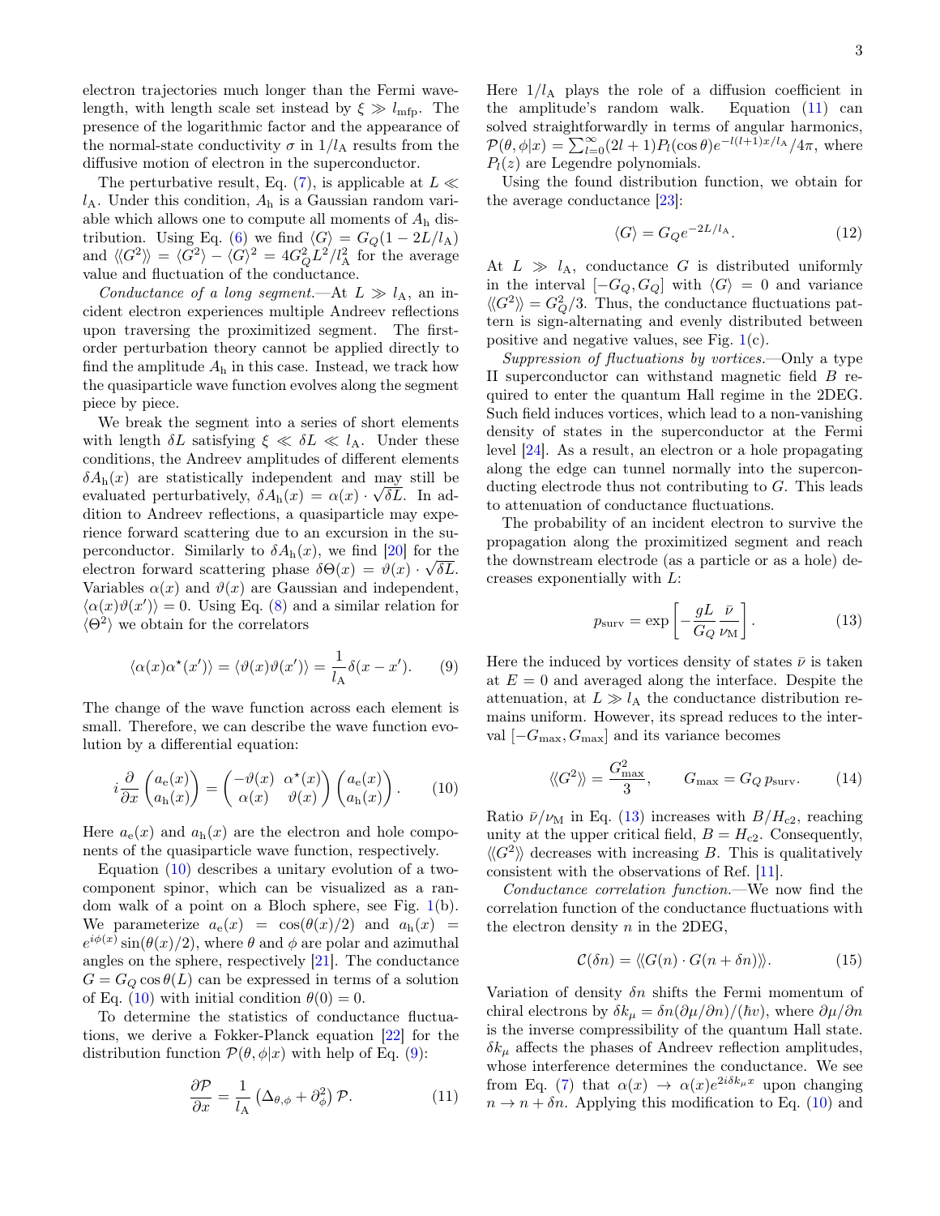electron trajectories much longer than the Fermi wavelength, with length scale set instead by $\xi \gg l_{\rm mfp}$. The presence of the logarithmic factor and the appearance of the normal-state conductivity $\sigma$ in $1/l_{\rm A}$ results from the diffusive motion of electron in the superconductor.

The perturbative result, Eq. (7), is applicable at $L \ll l_{\rm A}$. Under this condition, $A_{\rm h}$ is a Gaussian random variable which allows one to compute all moments of $A_{\rm h}$ distribution. Using Eq. (6) we find $\langle G\rangle = G_Q(1 - 2L/l_{\rm A})$ and $\langle\langle G^2\rangle\rangle = \langle G^2\rangle - \langle G\rangle^2 = 4G_Q^2 L^2/l_{\rm A}^2$ for the average value and fluctuation of the conductance.

*Conductance of a long segment.*—At $L \gg l_{\rm A}$, an incident electron experiences multiple Andreev reflections upon traversing the proximitized segment. The first-order perturbation theory cannot be applied directly to find the amplitude $A_{\rm h}$ in this case. Instead, we track how the quasiparticle wave function evolves along the segment piece by piece.

We break the segment into a series of short elements with length $\delta L$ satisfying $\xi \ll \delta L \ll l_{\rm A}$. Under these conditions, the Andreev amplitudes of different elements $\delta A_{\rm h}(x)$ are statistically independent and may still be evaluated perturbatively, $\delta A_{\rm h}(x) = \alpha(x)\cdot\sqrt{\delta L}$. In addition to Andreev reflections, a quasiparticle may experience forward scattering due to an excursion in the superconductor. Similarly to $\delta A_{\rm h}(x)$, we find [20] for the electron forward scattering phase $\delta\Theta(x) = \vartheta(x)\cdot\sqrt{\delta L}$. Variables $\alpha(x)$ and $\vartheta(x)$ are Gaussian and independent, $\langle\alpha(x)\vartheta(x')\rangle = 0$. Using Eq. (8) and a similar relation for $\langle\Theta^2\rangle$ we obtain for the correlators

$$\langle\alpha(x)\alpha^\star(x')\rangle = \langle\vartheta(x)\vartheta(x')\rangle = \frac{1}{l_{\rm A}}\delta(x-x'). \qquad (9)$$

The change of the wave function across each element is small. Therefore, we can describe the wave function evolution by a differential equation:

$$i\frac{\partial}{\partial x}\begin{pmatrix} a_{\rm e}(x) \\ a_{\rm h}(x)\end{pmatrix} = \begin{pmatrix} -\vartheta(x) & \alpha^\star(x) \\ \alpha(x) & \vartheta(x)\end{pmatrix}\begin{pmatrix} a_{\rm e}(x) \\ a_{\rm h}(x)\end{pmatrix}. \qquad (10)$$

Here $a_{\rm e}(x)$ and $a_{\rm h}(x)$ are the electron and hole components of the quasiparticle wave function, respectively.

Equation (10) describes a unitary evolution of a two-component spinor, which can be visualized as a random walk of a point on a Bloch sphere, see Fig. 1(b). We parameterize $a_{\rm e}(x) = \cos(\theta(x)/2)$ and $a_{\rm h}(x) = e^{i\phi(x)}\sin(\theta(x)/2)$, where $\theta$ and $\phi$ are polar and azimuthal angles on the sphere, respectively [21]. The conductance $G = G_Q\cos\theta(L)$ can be expressed in terms of a solution of Eq. (10) with initial condition $\theta(0) = 0$.

To determine the statistics of conductance fluctuations, we derive a Fokker-Planck equation [22] for the distribution function $\mathcal{P}(\theta,\phi|x)$ with help of Eq. (9):

$$\frac{\partial\mathcal{P}}{\partial x} = \frac{1}{l_{\rm A}}\left(\Delta_{\theta,\phi} + \partial_\phi^2\right)\mathcal{P}. \qquad (11)$$

Here $1/l_{\rm A}$ plays the role of a diffusion coefficient in the amplitude's random walk. Equation (11) can solved straightforwardly in terms of angular harmonics, $\mathcal{P}(\theta,\phi|x) = \sum_{l=0}^\infty (2l+1)P_l(\cos\theta)e^{-l(l+1)x/l_{\rm A}}/4\pi$, where $P_l(z)$ are Legendre polynomials.

Using the found distribution function, we obtain for the average conductance [23]:

$$\langle G\rangle = G_Q e^{-2L/l_{\rm A}}. \qquad (12)$$

At $L \gg l_{\rm A}$, conductance $G$ is distributed uniformly in the interval $[-G_Q, G_Q]$ with $\langle G\rangle = 0$ and variance $\langle\langle G^2\rangle\rangle = G_Q^2/3$. Thus, the conductance fluctuations pattern is sign-alternating and evenly distributed between positive and negative values, see Fig. 1(c).

*Suppression of fluctuations by vortices.*—Only a type II superconductor can withstand magnetic field $B$ required to enter the quantum Hall regime in the 2DEG. Such field induces vortices, which lead to a non-vanishing density of states in the superconductor at the Fermi level [24]. As a result, an electron or a hole propagating along the edge can tunnel normally into the superconducting electrode thus not contributing to $G$. This leads to attenuation of conductance fluctuations.

The probability of an incident electron to survive the propagation along the proximitized segment and reach the downstream electrode (as a particle or as a hole) decreases exponentially with $L$:

$$p_{\rm surv} = \exp\left[-\frac{gL}{G_Q}\frac{\bar\nu}{\nu_{\rm M}}\right]. \qquad (13)$$

Here the induced by vortices density of states $\bar\nu$ is taken at $E = 0$ and averaged along the interface. Despite the attenuation, at $L \gg l_{\rm A}$ the conductance distribution remains uniform. However, its spread reduces to the interval $[-G_{\rm max}, G_{\rm max}]$ and its variance becomes

$$\langle\langle G^2\rangle\rangle = \frac{G_{\rm max}^2}{3}, \qquad G_{\rm max} = G_Q\, p_{\rm surv}. \qquad (14)$$

Ratio $\bar\nu/\nu_{\rm M}$ in Eq. (13) increases with $B/H_{c2}$, reaching unity at the upper critical field, $B = H_{c2}$. Consequently, $\langle\langle G^2\rangle\rangle$ decreases with increasing $B$. This is qualitatively consistent with the observations of Ref. [11].

*Conductance correlation function.*—We now find the correlation function of the conductance fluctuations with the electron density $n$ in the 2DEG,

$$\mathcal{C}(\delta n) = \langle\langle G(n)\cdot G(n+\delta n)\rangle\rangle. \qquad (15)$$

Variation of density $\delta n$ shifts the Fermi momentum of chiral electrons by $\delta k_\mu = \delta n(\partial\mu/\partial n)/(\hbar v)$, where $\partial\mu/\partial n$ is the inverse compressibility of the quantum Hall state. $\delta k_\mu$ affects the phases of Andreev reflection amplitudes, whose interference determines the conductance. We see from Eq. (7) that $\alpha(x) \to \alpha(x)e^{2i\delta k_\mu x}$ upon changing $n \to n + \delta n$. Applying this modification to Eq. (10) and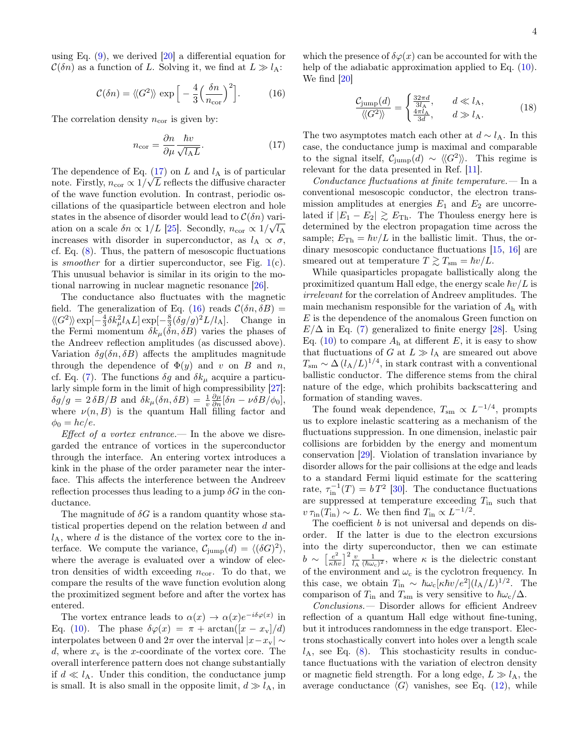using Eq. (9), we derived [20] a differential equation for $\mathcal{C}(\delta n)$ as a function of $L$. Solving it, we find at $L \gg l_\mathrm{A}$:

$$\mathcal{C}(\delta n) = \langle\langle G^2 \rangle\rangle \exp\Big[-\frac{4}{3}\Big(\frac{\delta n}{n_\mathrm{cor}}\Big)^2\Big]. \tag{16}$$

The correlation density $n_\mathrm{cor}$ is given by:

$$n_\mathrm{cor} = \frac{\partial n}{\partial \mu}\frac{\hbar v}{\sqrt{l_\mathrm{A} L}}. \tag{17}$$

The dependence of Eq. (17) on $L$ and $l_\mathrm{A}$ is of particular note. Firstly, $n_\mathrm{cor} \propto 1/\sqrt{L}$ reflects the diffusive character of the wave function evolution. In contrast, periodic oscillations of the quasiparticle between electron and hole states in the absence of disorder would lead to $\mathcal{C}(\delta n)$ variation on a scale $\delta n \propto 1/L$ [25]. Secondly, $n_\mathrm{cor} \propto 1/\sqrt{l_\mathrm{A}}$ increases with disorder in superconductor, as $l_\mathrm{A} \propto \sigma$, cf. Eq. (8). Thus, the pattern of mesoscopic fluctuations is *smoother* for a dirtier superconductor, see Fig. 1(c). This unusual behavior is similar in its origin to the motional narrowing in nuclear magnetic resonance [26].

The conductance also fluctuates with the magnetic field. The generalization of Eq. (16) reads $\mathcal{C}(\delta n, \delta B) = \langle\langle G^2\rangle\rangle \exp[-\frac{4}{3}\delta k_\mu^2 l_\mathrm{A} L]\exp[-\frac{8}{3}(\delta g/g)^2 L/l_\mathrm{A}]$. Change in the Fermi momentum $\delta k_\mu(\delta n, \delta B)$ varies the phases of the Andreev reflection amplitudes (as discussed above). Variation $\delta g(\delta n, \delta B)$ affects the amplitudes magnitude through the dependence of $\Phi(y)$ and $v$ on $B$ and $n$, cf. Eq. (7). The functions $\delta g$ and $\delta k_\mu$ acquire a particularly simple form in the limit of high compressibility [27]: $\delta g/g = 2\,\delta B/B$ and $\delta k_\mu(\delta n, \delta B) = \frac{1}{v}\frac{\partial \mu}{\partial n}[\delta n - \nu\delta B/\phi_0]$, where $\nu(n, B)$ is the quantum Hall filling factor and $\phi_0 = hc/e$.

*Effect of a vortex entrance.*— In the above we disregarded the entrance of vortices in the superconductor through the interface. An entering vortex introduces a kink in the phase of the order parameter near the interface. This affects the interference between the Andreev reflection processes thus leading to a jump $\delta G$ in the conductance.

The magnitude of $\delta G$ is a random quantity whose statistical properties depend on the relation between $d$ and $l_\mathrm{A}$, where $d$ is the distance of the vortex core to the interface. We compute the variance, $\mathcal{C}_\mathrm{jump}(d) = \langle(\delta G)^2\rangle$, where the average is evaluated over a window of electron densities of width exceeding $n_\mathrm{cor}$. To do that, we compare the results of the wave function evolution along the proximitized segment before and after the vortex has entered.

The vortex entrance leads to $\alpha(x) \to \alpha(x)e^{-i\delta\varphi(x)}$ in Eq. (10). The phase $\delta\varphi(x) = \pi + \arctan([x - x_\mathrm{v}]/d)$ interpolates between 0 and $2\pi$ over the interval $|x - x_\mathrm{v}| \sim d$, where $x_\mathrm{v}$ is the $x$-coordinate of the vortex core. The overall interference pattern does not change substantially if $d \ll l_\mathrm{A}$. Under this condition, the conductance jump is small. It is also small in the opposite limit, $d \gg l_\mathrm{A}$, in which the presence of $\delta\varphi(x)$ can be accounted for with the help of the adiabatic approximation applied to Eq. (10). We find [20]

$$\frac{\mathcal{C}_\mathrm{jump}(d)}{\langle\langle G^2\rangle\rangle} = \begin{cases} \frac{32\pi d}{3 l_\mathrm{A}}, & d \ll l_\mathrm{A}, \\ \frac{4\pi l_\mathrm{A}}{3d}, & d \gg l_\mathrm{A}. \end{cases} \tag{18}$$

The two asymptotes match each other at $d \sim l_\mathrm{A}$. In this case, the conductance jump is maximal and comparable to the signal itself, $\mathcal{C}_\mathrm{jump}(d) \sim \langle\langle G^2\rangle\rangle$. This regime is relevant for the data presented in Ref. [11].

*Conductance fluctuations at finite temperature.*— In a conventional mesoscopic conductor, the electron transmission amplitudes at energies $E_1$ and $E_2$ are uncorrelated if $|E_1 - E_2| \gtrsim E_\mathrm{Th}$. The Thouless energy here is determined by the electron propagation time across the sample; $E_\mathrm{Th} = \hbar v/L$ in the ballistic limit. Thus, the ordinary mesoscopic conductance fluctuations [15, 16] are smeared out at temperature $T \gtrsim T_\mathrm{sm} = \hbar v/L$.

While quasiparticles propagate ballistically along the proximitized quantum Hall edge, the energy scale $\hbar v/L$ is *irrelevant* for the correlation of Andreev amplitudes. The main mechanism responsible for the variation of $A_\mathrm{h}$ with $E$ is the dependence of the anomalous Green function on $E/\Delta$ in Eq. (7) generalized to finite energy [28]. Using Eq. (10) to compare $A_\mathrm{h}$ at different $E$, it is easy to show that fluctuations of $G$ at $L \gg l_\mathrm{A}$ are smeared out above $T_\mathrm{sm} \sim \Delta\,(l_\mathrm{A}/L)^{1/4}$, in stark contrast with a conventional ballistic conductor. The difference stems from the chiral nature of the edge, which prohibits backscattering and formation of standing waves.

The found weak dependence, $T_\mathrm{sm} \propto L^{-1/4}$, prompts us to explore inelastic scattering as a mechanism of the fluctuations suppression. In one dimension, inelastic pair collisions are forbidden by the energy and momentum conservation [29]. Violation of translation invariance by disorder allows for the pair collisions at the edge and leads to a standard Fermi liquid estimate for the scattering rate, $\tau_\mathrm{in}^{-1}(T) = b\,T^2$ [30]. The conductance fluctuations are suppressed at temperature exceeding $T_\mathrm{in}$ such that $v\,\tau_\mathrm{in}(T_\mathrm{in}) \sim L$. We then find $T_\mathrm{in} \propto L^{-1/2}$.

The coefficient $b$ is not universal and depends on disorder. If the latter is due to the electron excursions into the dirty superconductor, then we can estimate $b \sim \big[\frac{e^2}{\kappa\hbar v}\big]^2 \frac{v}{l_\mathrm{A}}\frac{1}{(\hbar\omega_\mathrm{c})^2}$, where $\kappa$ is the dielectric constant of the environment and $\omega_\mathrm{c}$ is the cyclotron frequency. In this case, we obtain $T_\mathrm{in} \sim \hbar\omega_\mathrm{c}[\kappa\hbar v/e^2](l_\mathrm{A}/L)^{1/2}$. The comparison of $T_\mathrm{in}$ and $T_\mathrm{sm}$ is very sensitive to $\hbar\omega_\mathrm{c}/\Delta$.

*Conclusions.*— Disorder allows for efficient Andreev reflection of a quantum Hall edge without fine-tuning, but it introduces randomness in the edge transport. Electrons stochastically convert into holes over a length scale $l_\mathrm{A}$, see Eq. (8). This stochasticity results in conductance fluctuations with the variation of electron density or magnetic field strength. For a long edge, $L \gg l_\mathrm{A}$, the average conductance $\langle G\rangle$ vanishes, see Eq. (12), while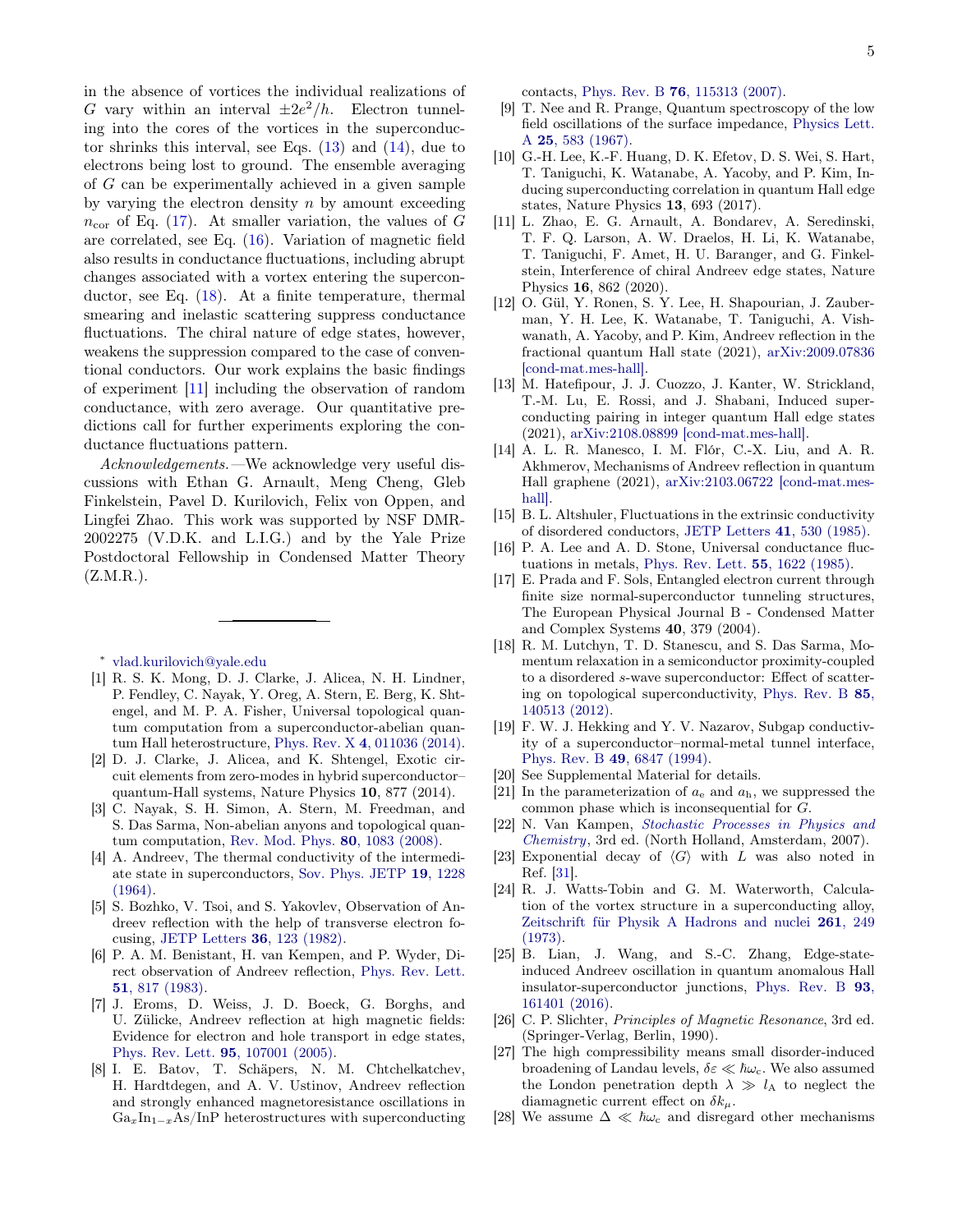in the absence of vortices the individual realizations of $G$ vary within an interval $\pm 2e^2/h$. Electron tunneling into the cores of the vortices in the superconductor shrinks this interval, see Eqs. (13) and (14), due to electrons being lost to ground. The ensemble averaging of $G$ can be experimentally achieved in a given sample by varying the electron density $n$ by amount exceeding $n_{\rm cor}$ of Eq. (17). At smaller variation, the values of $G$ are correlated, see Eq. (16). Variation of magnetic field also results in conductance fluctuations, including abrupt changes associated with a vortex entering the superconductor, see Eq. (18). At a finite temperature, thermal smearing and inelastic scattering suppress conductance fluctuations. The chiral nature of edge states, however, weakens the suppression compared to the case of conventional conductors. Our work explains the basic findings of experiment [11] including the observation of random conductance, with zero average. Our quantitative predictions call for further experiments exploring the conductance fluctuations pattern.

*Acknowledgements.*—We acknowledge very useful discussions with Ethan G. Arnault, Meng Cheng, Gleb Finkelstein, Pavel D. Kurilovich, Felix von Oppen, and Lingfei Zhao. This work was supported by NSF DMR-2002275 (V.D.K. and L.I.G.) and by the Yale Prize Postdoctoral Fellowship in Condensed Matter Theory (Z.M.R.).

---

\* vlad.kurilovich@yale.edu

[1] R. S. K. Mong, D. J. Clarke, J. Alicea, N. H. Lindner, P. Fendley, C. Nayak, Y. Oreg, A. Stern, E. Berg, K. Shtengel, and M. P. A. Fisher, Universal topological quantum computation from a superconductor-abelian quantum Hall heterostructure, Phys. Rev. X **4**, 011036 (2014).

[2] D. J. Clarke, J. Alicea, and K. Shtengel, Exotic circuit elements from zero-modes in hybrid superconductor–quantum-Hall systems, Nature Physics **10**, 877 (2014).

[3] C. Nayak, S. H. Simon, A. Stern, M. Freedman, and S. Das Sarma, Non-abelian anyons and topological quantum computation, Rev. Mod. Phys. **80**, 1083 (2008).

[4] A. Andreev, The thermal conductivity of the intermediate state in superconductors, Sov. Phys. JETP **19**, 1228 (1964).

[5] S. Bozhko, V. Tsoi, and S. Yakovlev, Observation of Andreev reflection with the help of transverse electron focusing, JETP Letters **36**, 123 (1982).

[6] P. A. M. Benistant, H. van Kempen, and P. Wyder, Direct observation of Andreev reflection, Phys. Rev. Lett. **51**, 817 (1983).

[7] J. Eroms, D. Weiss, J. D. Boeck, G. Borghs, and U. Zülicke, Andreev reflection at high magnetic fields: Evidence for electron and hole transport in edge states, Phys. Rev. Lett. **95**, 107001 (2005).

[8] I. E. Batov, T. Schäpers, N. M. Chtchelkatchev, H. Hardtdegen, and A. V. Ustinov, Andreev reflection and strongly enhanced magnetoresistance oscillations in $\mathrm{Ga}_x\mathrm{In}_{1-x}\mathrm{As/InP}$ heterostructures with superconducting contacts, Phys. Rev. B **76**, 115313 (2007).

[9] T. Nee and R. Prange, Quantum spectroscopy of the low field oscillations of the surface impedance, Physics Lett. A **25**, 583 (1967).

[10] G.-H. Lee, K.-F. Huang, D. K. Efetov, D. S. Wei, S. Hart, T. Taniguchi, K. Watanabe, A. Yacoby, and P. Kim, Inducing superconducting correlation in quantum Hall edge states, Nature Physics **13**, 693 (2017).

[11] L. Zhao, E. G. Arnault, A. Bondarev, A. Seredinski, T. F. Q. Larson, A. W. Draelos, H. Li, K. Watanabe, T. Taniguchi, F. Amet, H. U. Baranger, and G. Finkelstein, Interference of chiral Andreev edge states, Nature Physics **16**, 862 (2020).

[12] O. Gül, Y. Ronen, S. Y. Lee, H. Shapourian, J. Zauberman, Y. H. Lee, K. Watanabe, T. Taniguchi, A. Vishwanath, A. Yacoby, and P. Kim, Andreev reflection in the fractional quantum Hall state (2021), arXiv:2009.07836 [cond-mat.mes-hall].

[13] M. Hatefipour, J. J. Cuozzo, J. Kanter, W. Strickland, T.-M. Lu, E. Rossi, and J. Shabani, Induced superconducting pairing in integer quantum Hall edge states (2021), arXiv:2108.08899 [cond-mat.mes-hall].

[14] A. L. R. Manesco, I. M. Flór, C.-X. Liu, and A. R. Akhmerov, Mechanisms of Andreev reflection in quantum Hall graphene (2021), arXiv:2103.06722 [cond-mat.mes-hall].

[15] B. L. Altshuler, Fluctuations in the extrinsic conductivity of disordered conductors, JETP Letters **41**, 530 (1985).

[16] P. A. Lee and A. D. Stone, Universal conductance fluctuations in metals, Phys. Rev. Lett. **55**, 1622 (1985).

[17] E. Prada and F. Sols, Entangled electron current through finite size normal-superconductor tunneling structures, The European Physical Journal B - Condensed Matter and Complex Systems **40**, 379 (2004).

[18] R. M. Lutchyn, T. D. Stanescu, and S. Das Sarma, Momentum relaxation in a semiconductor proximity-coupled to a disordered $s$-wave superconductor: Effect of scattering on topological superconductivity, Phys. Rev. B **85**, 140513 (2012).

[19] F. W. J. Hekking and Y. V. Nazarov, Subgap conductivity of a superconductor–normal-metal tunnel interface, Phys. Rev. B **49**, 6847 (1994).

[20] See Supplemental Material for details.

[21] In the parameterization of $a_{\rm e}$ and $a_{\rm h}$, we suppressed the common phase which is inconsequential for $G$.

[22] N. Van Kampen, *Stochastic Processes in Physics and Chemistry*, 3rd ed. (North Holland, Amsterdam, 2007).

[23] Exponential decay of $\langle G\rangle$ with $L$ was also noted in Ref. [31].

[24] R. J. Watts-Tobin and G. M. Waterworth, Calculation of the vortex structure in a superconducting alloy, Zeitschrift für Physik A Hadrons and nuclei **261**, 249 (1973).

[25] B. Lian, J. Wang, and S.-C. Zhang, Edge-state-induced Andreev oscillation in quantum anomalous Hall insulator-superconductor junctions, Phys. Rev. B **93**, 161401 (2016).

[26] C. P. Slichter, *Principles of Magnetic Resonance*, 3rd ed. (Springer-Verlag, Berlin, 1990).

[27] The high compressibility means small disorder-induced broadening of Landau levels, $\delta\varepsilon \ll \hbar\omega_{\rm c}$. We also assumed the London penetration depth $\lambda \gg l_{\rm A}$ to neglect the diamagnetic current effect on $\delta k_\mu$.

[28] We assume $\Delta \ll \hbar\omega_{\rm c}$ and disregard other mechanisms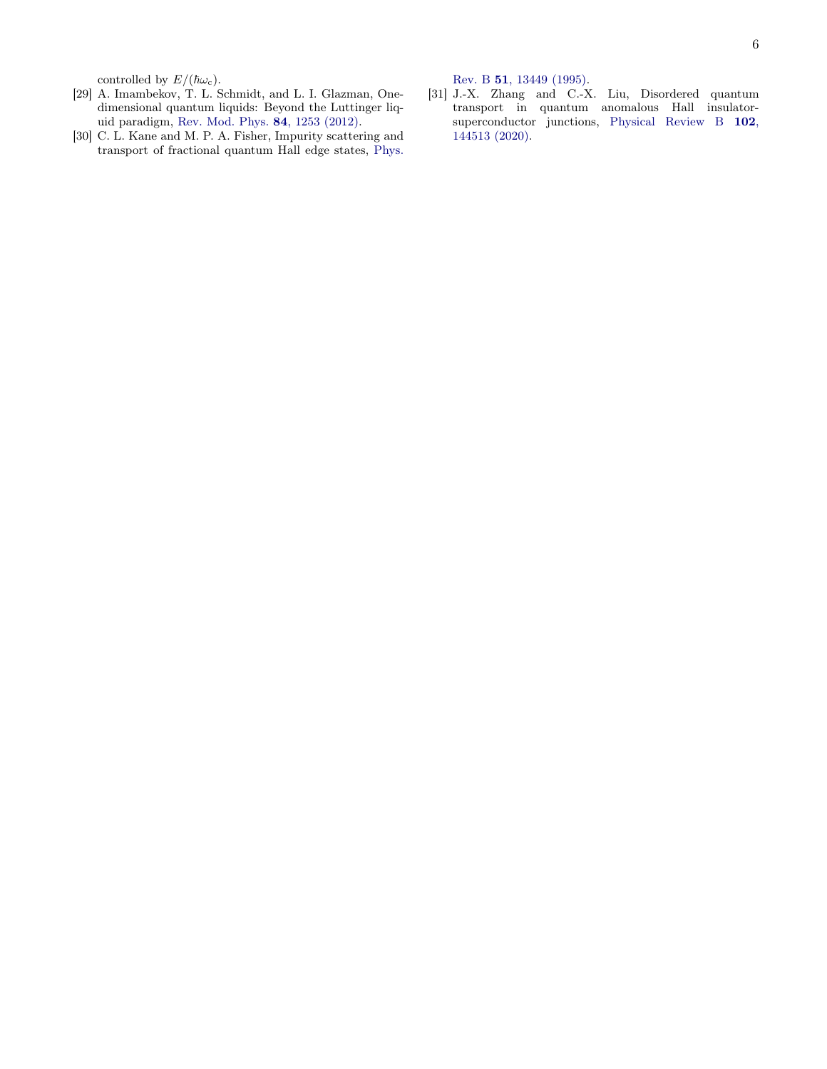controlled by $E/(\hbar\omega_c)$.

[29] A. Imambekov, T. L. Schmidt, and L. I. Glazman, One-dimensional quantum liquids: Beyond the Luttinger liquid paradigm, Rev. Mod. Phys. **84**, 1253 (2012).

[30] C. L. Kane and M. P. A. Fisher, Impurity scattering and transport of fractional quantum Hall edge states, Phys. Rev. B **51**, 13449 (1995).

[31] J.-X. Zhang and C.-X. Liu, Disordered quantum transport in quantum anomalous Hall insulator-superconductor junctions, Physical Review B **102**, 144513 (2020).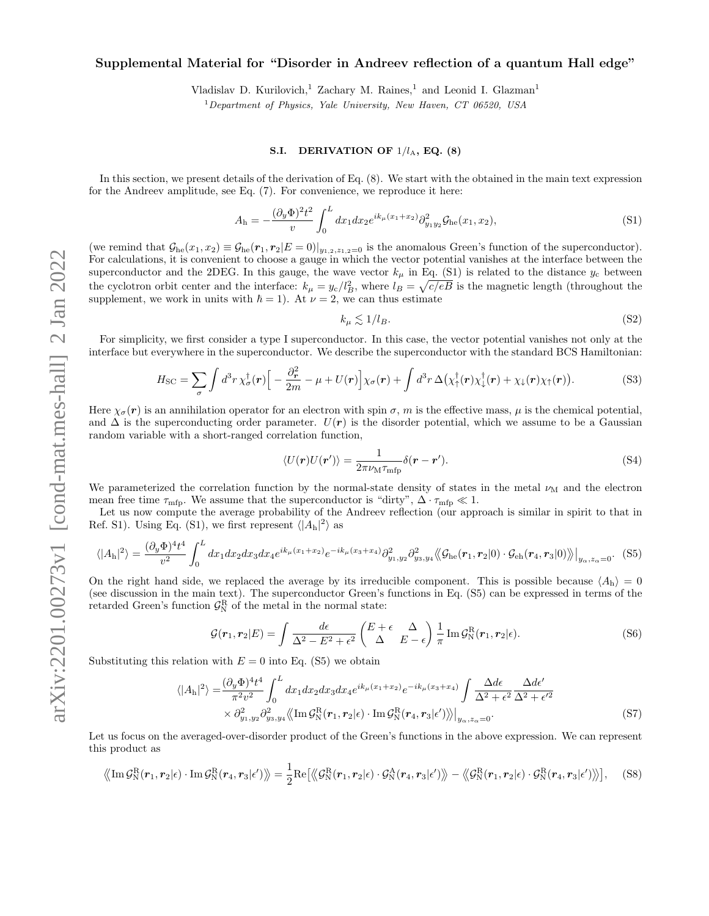# Supplemental Material for "Disorder in Andreev reflection of a quantum Hall edge"

Vladislav D. Kurilovich,[1] Zachary M. Raines,[1] and Leonid I. Glazman[1]

[1]*Department of Physics, Yale University, New Haven, CT 06520, USA*

## S.I. DERIVATION OF $1/l_{\rm A}$, EQ. (8)

In this section, we present details of the derivation of Eq. (8). We start with the obtained in the main text expression for the Andreev amplitude, see Eq. (7). For convenience, we reproduce it here:

$$A_{\rm h} = -\frac{(\partial_y \Phi)^2 t^2}{v}\int_0^L dx_1 dx_2 e^{ik_\mu(x_1+x_2)}\partial^2_{y_1 y_2}\mathcal{G}_{\rm he}(x_1,x_2), \tag{S1}$$

(we remind that $\mathcal{G}_{\rm he}(x_1,x_2)\equiv\mathcal{G}_{\rm he}(\boldsymbol{r}_1,\boldsymbol{r}_2|E=0)|_{y_{1,2},z_{1,2}=0}$ is the anomalous Green's function of the superconductor). For calculations, it is convenient to choose a gauge in which the vector potential vanishes at the interface between the superconductor and the 2DEG. In this gauge, the wave vector $k_\mu$ in Eq. (S1) is related to the distance $y_{\rm c}$ between the cyclotron orbit center and the interface: $k_\mu = y_{\rm c}/l_B^2$, where $l_B=\sqrt{c/eB}$ is the magnetic length (throughout the supplement, we work in units with $\hbar=1$). At $\nu=2$, we can thus estimate

$$k_\mu \lesssim 1/l_B. \tag{S2}$$

For simplicity, we first consider a type I superconductor. In this case, the vector potential vanishes not only at the interface but everywhere in the superconductor. We describe the superconductor with the standard BCS Hamiltonian:

$$H_{\rm SC} = \sum_\sigma \int d^3r\, \chi^\dagger_\sigma(\boldsymbol{r})\Big[-\frac{\partial^2_{\boldsymbol{r}}}{2m}-\mu+U(\boldsymbol{r})\Big]\chi_\sigma(\boldsymbol{r}) + \int d^3r\, \Delta\big(\chi^\dagger_\uparrow(\boldsymbol{r})\chi^\dagger_\downarrow(\boldsymbol{r})+\chi_\downarrow(\boldsymbol{r})\chi_\uparrow(\boldsymbol{r})\big). \tag{S3}$$

Here $\chi_\sigma(\boldsymbol{r})$ is an annihilation operator for an electron with spin $\sigma$, $m$ is the effective mass, $\mu$ is the chemical potential, and $\Delta$ is the superconducting order parameter. $U(\boldsymbol{r})$ is the disorder potential, which we assume to be a Gaussian random variable with a short-ranged correlation function,

$$\langle U(\boldsymbol{r})U(\boldsymbol{r}')\rangle = \frac{1}{2\pi\nu_{\rm M}\tau_{\rm mfp}}\delta(\boldsymbol{r}-\boldsymbol{r}'). \tag{S4}$$

We parameterized the correlation function by the normal-state density of states in the metal $\nu_{\rm M}$ and the electron mean free time $\tau_{\rm mfp}$. We assume that the superconductor is "dirty", $\Delta\cdot\tau_{\rm mfp}\ll 1$.

Let us now compute the average probability of the Andreev reflection (our approach is similar in spirit to that in Ref. S1). Using Eq. (S1), we first represent $\langle|A_{\rm h}|^2\rangle$ as

$$\langle|A_{\rm h}|^2\rangle = \frac{(\partial_y\Phi)^4 t^4}{v^2}\int_0^L dx_1dx_2dx_3dx_4 e^{ik_\mu(x_1+x_2)}e^{-ik_\mu(x_3+x_4)}\partial^2_{y_1,y_2}\partial^2_{y_3,y_4}\big\langle\!\big\langle\mathcal{G}_{\rm he}(\boldsymbol{r}_1,\boldsymbol{r}_2|0)\cdot\mathcal{G}_{\rm eh}(\boldsymbol{r}_4,\boldsymbol{r}_3|0)\big\rangle\!\big\rangle\big|_{y_\alpha,z_\alpha=0}. \tag{S5}$$

On the right hand side, we replaced the average by its irreducible component. This is possible because $\langle A_{\rm h}\rangle=0$ (see discussion in the main text). The superconductor Green's functions in Eq. (S5) can be expressed in terms of the retarded Green's function $\mathcal{G}^{\rm R}_{\rm N}$ of the metal in the normal state:

$$\mathcal{G}(\boldsymbol{r}_1,\boldsymbol{r}_2|E) = \int\frac{d\epsilon}{\Delta^2-E^2+\epsilon^2}\begin{pmatrix}E+\epsilon & \Delta\\ \Delta & E-\epsilon\end{pmatrix}\frac{1}{\pi}\,{\rm Im}\,\mathcal{G}^{\rm R}_{\rm N}(\boldsymbol{r}_1,\boldsymbol{r}_2|\epsilon). \tag{S6}$$

Substituting this relation with $E=0$ into Eq. (S5) we obtain

$$\begin{aligned}\langle|A_{\rm h}|^2\rangle =& \frac{(\partial_y\Phi)^4t^4}{\pi^2v^2}\int_0^L dx_1dx_2dx_3dx_4 e^{ik_\mu(x_1+x_2)}e^{-ik_\mu(x_3+x_4)}\int\frac{\Delta d\epsilon}{\Delta^2+\epsilon^2}\frac{\Delta d\epsilon'}{\Delta^2+\epsilon'^2}\\ &\times\partial^2_{y_1,y_2}\partial^2_{y_3,y_4}\big\langle\!\big\langle{\rm Im}\,\mathcal{G}^{\rm R}_{\rm N}(\boldsymbol{r}_1,\boldsymbol{r}_2|\epsilon)\cdot{\rm Im}\,\mathcal{G}^{\rm R}_{\rm N}(\boldsymbol{r}_4,\boldsymbol{r}_3|\epsilon')\big\rangle\!\big\rangle\big|_{y_\alpha,z_\alpha=0}.\end{aligned} \tag{S7}$$

Let us focus on the averaged-over-disorder product of the Green's functions in the above expression. We can represent this product as

$$\big\langle\!\big\langle{\rm Im}\,\mathcal{G}^{\rm R}_{\rm N}(\boldsymbol{r}_1,\boldsymbol{r}_2|\epsilon)\cdot{\rm Im}\,\mathcal{G}^{\rm R}_{\rm N}(\boldsymbol{r}_4,\boldsymbol{r}_3|\epsilon')\big\rangle\!\big\rangle = \frac{1}{2}{\rm Re}\big[\big\langle\!\big\langle\mathcal{G}^{\rm R}_{\rm N}(\boldsymbol{r}_1,\boldsymbol{r}_2|\epsilon)\cdot\mathcal{G}^{\rm A}_{\rm N}(\boldsymbol{r}_4,\boldsymbol{r}_3|\epsilon')\big\rangle\!\big\rangle - \big\langle\!\big\langle\mathcal{G}^{\rm R}_{\rm N}(\boldsymbol{r}_1,\boldsymbol{r}_2|\epsilon)\cdot\mathcal{G}^{\rm R}_{\rm N}(\boldsymbol{r}_4,\boldsymbol{r}_3|\epsilon')\big\rangle\!\big\rangle\big], \tag{S8}$$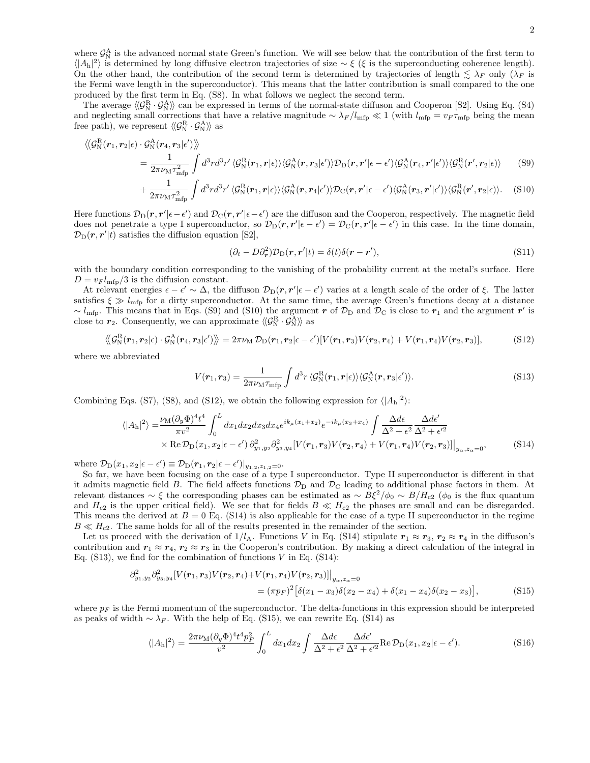where $\mathcal{G}_{\rm N}^{\rm A}$ is the advanced normal state Green's function. We will see below that the contribution of the first term to $\langle |A_{\rm h}|^2\rangle$ is determined by long diffusive electron trajectories of size $\sim \xi$ ($\xi$ is the superconducting coherence length). On the other hand, the contribution of the second term is determined by trajectories of length $\lesssim \lambda_F$ only ($\lambda_F$ is the Fermi wave length in the superconductor). This means that the latter contribution is small compared to the one produced by the first term in Eq. (S8). In what follows we neglect the second term.

The average $\langle\!\langle \mathcal{G}_{\rm N}^{\rm R}\cdot\mathcal{G}_{\rm N}^{\rm A}\rangle\!\rangle$ can be expressed in terms of the normal-state diffuson and Cooperon [S2]. Using Eq. (S4) and neglecting small corrections that have a relative magnitude $\sim \lambda_F/l_{\rm mfp} \ll 1$ (with $l_{\rm mfp} = v_F\tau_{\rm mfp}$ being the mean free path), we represent $\langle\!\langle \mathcal{G}_{\rm N}^{\rm R}\cdot\mathcal{G}_{\rm N}^{\rm A}\rangle\!\rangle$ as

$$
\begin{aligned}
\Big\langle\!\Big\langle \mathcal{G}_{\rm N}^{\rm R}(\boldsymbol{r}_1,\boldsymbol{r}_2|\epsilon)\cdot\mathcal{G}_{\rm N}^{\rm A}(\boldsymbol{r}_4,\boldsymbol{r}_3|\epsilon')\Big\rangle\!\Big\rangle
&= \frac{1}{2\pi\nu_{\rm M}\tau_{\rm mfp}^2}\int d^3r d^3r'\,\langle \mathcal{G}_{\rm N}^{\rm R}(\boldsymbol{r}_1,\boldsymbol{r}|\epsilon)\rangle\langle \mathcal{G}_{\rm N}^{\rm A}(\boldsymbol{r},\boldsymbol{r}_3|\epsilon')\rangle\mathcal{D}_{\rm D}(\boldsymbol{r},\boldsymbol{r}'|\epsilon-\epsilon')\langle \mathcal{G}_{\rm N}^{\rm A}(\boldsymbol{r}_4,\boldsymbol{r}'|\epsilon')\rangle\langle \mathcal{G}_{\rm N}^{\rm R}(\boldsymbol{r}',\boldsymbol{r}_2|\epsilon)\rangle \qquad \text{(S9)}\\
&+ \frac{1}{2\pi\nu_{\rm M}\tau_{\rm mfp}^2}\int d^3r d^3r'\,\langle \mathcal{G}_{\rm N}^{\rm R}(\boldsymbol{r}_1,\boldsymbol{r}|\epsilon)\rangle\langle \mathcal{G}_{\rm N}^{\rm A}(\boldsymbol{r},\boldsymbol{r}_4|\epsilon')\rangle\mathcal{D}_{\rm C}(\boldsymbol{r},\boldsymbol{r}'|\epsilon-\epsilon')\langle \mathcal{G}_{\rm N}^{\rm A}(\boldsymbol{r}_3,\boldsymbol{r}'|\epsilon')\rangle\langle \mathcal{G}_{\rm N}^{\rm R}(\boldsymbol{r}',\boldsymbol{r}_2|\epsilon)\rangle. \qquad \text{(S10)}
\end{aligned}
$$

Here functions $\mathcal{D}_{\rm D}(\boldsymbol{r},\boldsymbol{r}'|\epsilon-\epsilon')$ and $\mathcal{D}_{\rm C}(\boldsymbol{r},\boldsymbol{r}'|\epsilon-\epsilon')$ are the diffuson and the Cooperon, respectively. The magnetic field does not penetrate a type I superconductor, so $\mathcal{D}_{\rm D}(\boldsymbol{r},\boldsymbol{r}'|\epsilon-\epsilon') = \mathcal{D}_{\rm C}(\boldsymbol{r},\boldsymbol{r}'|\epsilon-\epsilon')$ in this case. In the time domain, $\mathcal{D}_{\rm D}(\boldsymbol{r},\boldsymbol{r}'|t)$ satisfies the diffusion equation [S2],

$$
(\partial_t - D\partial_{\boldsymbol{r}}^2)\mathcal{D}_{\rm D}(\boldsymbol{r},\boldsymbol{r}'|t) = \delta(t)\delta(\boldsymbol{r}-\boldsymbol{r}'), \qquad \text{(S11)}
$$

with the boundary condition corresponding to the vanishing of the probability current at the metal's surface. Here $D = v_F l_{\rm mfp}/3$ is the diffusion constant.

At relevant energies $\epsilon - \epsilon' \sim \Delta$, the diffuson $\mathcal{D}_{\rm D}(\boldsymbol{r},\boldsymbol{r}'|\epsilon-\epsilon')$ varies at a length scale of the order of $\xi$. The latter satisfies $\xi \gg l_{\rm mfp}$ for a dirty superconductor. At the same time, the average Green's functions decay at a distance $\sim l_{\rm mfp}$. This means that in Eqs. (S9) and (S10) the argument $\boldsymbol{r}$ of $\mathcal{D}_{\rm D}$ and $\mathcal{D}_{\rm C}$ is close to $\boldsymbol{r}_1$ and the argument $\boldsymbol{r}'$ is close to $\boldsymbol{r}_2$. Consequently, we can approximate $\langle\!\langle \mathcal{G}_{\rm N}^{\rm R}\cdot\mathcal{G}_{\rm N}^{\rm A}\rangle\!\rangle$ as

$$
\Big\langle\!\Big\langle \mathcal{G}_{\rm N}^{\rm R}(\boldsymbol{r}_1,\boldsymbol{r}_2|\epsilon)\cdot\mathcal{G}_{\rm N}^{\rm A}(\boldsymbol{r}_4,\boldsymbol{r}_3|\epsilon')\Big\rangle\!\Big\rangle = 2\pi\nu_{\rm M}\,\mathcal{D}_{\rm D}(\boldsymbol{r}_1,\boldsymbol{r}_2|\epsilon-\epsilon')[V(\boldsymbol{r}_1,\boldsymbol{r}_3)V(\boldsymbol{r}_2,\boldsymbol{r}_4)+V(\boldsymbol{r}_1,\boldsymbol{r}_4)V(\boldsymbol{r}_2,\boldsymbol{r}_3)], \qquad \text{(S12)}
$$

where we abbreviated

$$
V(\boldsymbol{r}_1,\boldsymbol{r}_3) = \frac{1}{2\pi\nu_{\rm M}\tau_{\rm mfp}}\int d^3r\,\langle \mathcal{G}_{\rm N}^{\rm R}(\boldsymbol{r}_1,\boldsymbol{r}|\epsilon)\rangle\langle \mathcal{G}_{\rm N}^{\rm A}(\boldsymbol{r},\boldsymbol{r}_3|\epsilon')\rangle. \qquad \text{(S13)}
$$

Combining Eqs. (S7), (S8), and (S12), we obtain the following expression for $\langle |A_{\rm h}|^2\rangle$:

$$
\begin{aligned}
\langle |A_{\rm h}|^2\rangle =& \frac{\nu_{\rm M}(\partial_y\Phi)^4 t^4}{\pi v^2}\int_0^L dx_1dx_2dx_3dx_4 e^{ik_\mu(x_1+x_2)}e^{-ik_\mu(x_3+x_4)}\int \frac{\Delta d\epsilon}{\Delta^2+\epsilon^2}\frac{\Delta d\epsilon'}{\Delta^2+\epsilon'^2}\\
&\times \operatorname{Re}\mathcal{D}_{\rm D}(x_1,x_2|\epsilon-\epsilon')\,\partial^2_{y_1,y_2}\partial^2_{y_3,y_4}[V(\boldsymbol{r}_1,\boldsymbol{r}_3)V(\boldsymbol{r}_2,\boldsymbol{r}_4)+V(\boldsymbol{r}_1,\boldsymbol{r}_4)V(\boldsymbol{r}_2,\boldsymbol{r}_3)]\big|_{y_\alpha,z_\alpha=0}, \qquad \text{(S14)}
\end{aligned}
$$

where $\mathcal{D}_{\rm D}(x_1,x_2|\epsilon-\epsilon') \equiv \mathcal{D}_{\rm D}(\boldsymbol{r}_1,\boldsymbol{r}_2|\epsilon-\epsilon')|_{y_{1,2},z_{1,2}=0}$.

So far, we have been focusing on the case of a type I superconductor. Type II superconductor is different in that it admits magnetic field $B$. The field affects functions $\mathcal{D}_{\rm D}$ and $\mathcal{D}_{\rm C}$ leading to additional phase factors in them. At relevant distances $\sim \xi$ the corresponding phases can be estimated as $\sim B\xi^2/\phi_0 \sim B/H_{c2}$ ($\phi_0$ is the flux quantum and $H_{c2}$ is the upper critical field). We see that for fields $B \ll H_{c2}$ the phases are small and can be disregarded. This means the derived at $B=0$ Eq. (S14) is also applicable for the case of a type II superconductor in the regime $B \ll H_{c2}$. The same holds for all of the results presented in the remainder of the section.

Let us proceed with the derivation of $1/l_{\rm A}$. Functions $V$ in Eq. (S14) stipulate $\boldsymbol{r}_1\approx\boldsymbol{r}_3$, $\boldsymbol{r}_2\approx\boldsymbol{r}_4$ in the diffuson's contribution and $\boldsymbol{r}_1\approx\boldsymbol{r}_4$, $\boldsymbol{r}_2\approx\boldsymbol{r}_3$ in the Cooperon's contribution. By making a direct calculation of the integral in Eq. (S13), we find for the combination of functions $V$ in Eq. (S14):

$$
\begin{aligned}
\partial^2_{y_1,y_2}\partial^2_{y_3,y_4}[V(\boldsymbol{r}_1,\boldsymbol{r}_3)V(\boldsymbol{r}_2,\boldsymbol{r}_4)&+V(\boldsymbol{r}_1,\boldsymbol{r}_4)V(\boldsymbol{r}_2,\boldsymbol{r}_3)]\big|_{y_\alpha,z_\alpha=0}\\
&= (\pi p_F)^2\big[\delta(x_1-x_3)\delta(x_2-x_4)+\delta(x_1-x_4)\delta(x_2-x_3)\big], \qquad \text{(S15)}
\end{aligned}
$$

where $p_F$ is the Fermi momentum of the superconductor. The delta-functions in this expression should be interpreted as peaks of width $\sim \lambda_F$. With the help of Eq. (S15), we can rewrite Eq. (S14) as

$$
\langle |A_{\rm h}|^2\rangle = \frac{2\pi\nu_{\rm M}(\partial_y\Phi)^4 t^4 p_F^2}{v^2}\int_0^L dx_1dx_2\int \frac{\Delta d\epsilon}{\Delta^2+\epsilon^2}\frac{\Delta d\epsilon'}{\Delta^2+\epsilon'^2}\operatorname{Re}\mathcal{D}_{\rm D}(x_1,x_2|\epsilon-\epsilon'). \qquad \text{(S16)}
$$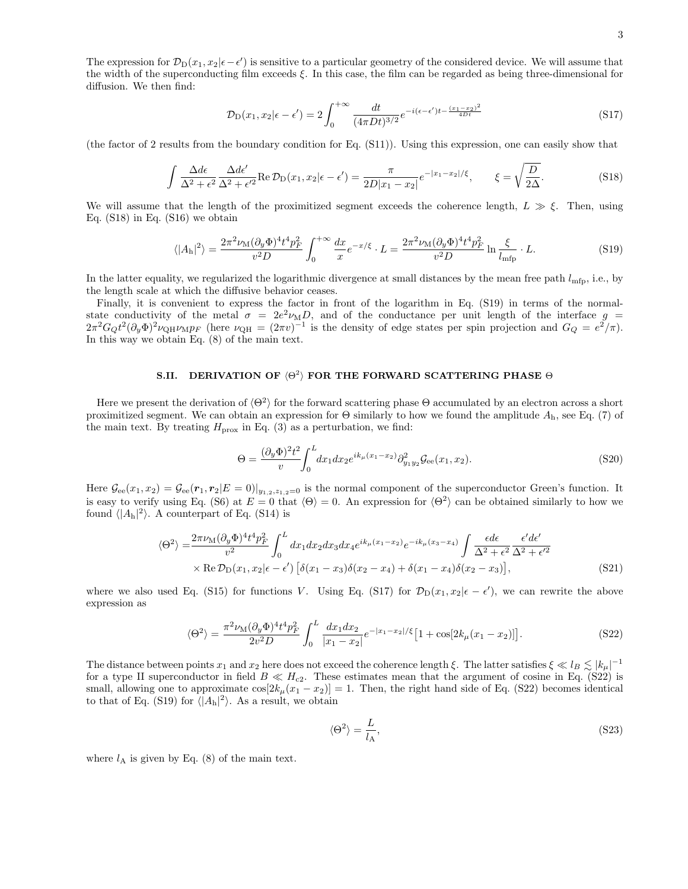The expression for $\mathcal{D}_{\rm D}(x_1, x_2|\epsilon - \epsilon')$ is sensitive to a particular geometry of the considered device. We will assume that the width of the superconducting film exceeds $\xi$. In this case, the film can be regarded as being three-dimensional for diffusion. We then find:

$$\mathcal{D}_{\rm D}(x_1, x_2|\epsilon - \epsilon') = 2\int_0^{+\infty} \frac{dt}{(4\pi D t)^{3/2}} e^{-i(\epsilon-\epsilon')t - \frac{(x_1-x_2)^2}{4Dt}} \tag{S17}$$

(the factor of 2 results from the boundary condition for Eq. (S11)). Using this expression, one can easily show that

$$\int \frac{\Delta d\epsilon}{\Delta^2+\epsilon^2}\frac{\Delta d\epsilon'}{\Delta^2+\epsilon'^2} {\rm Re}\, \mathcal{D}_{\rm D}(x_1, x_2|\epsilon - \epsilon') = \frac{\pi}{2D|x_1-x_2|} e^{-|x_1-x_2|/\xi}, \qquad \xi = \sqrt{\frac{D}{2\Delta}}. \tag{S18}$$

We will assume that the length of the proximitized segment exceeds the coherence length, $L \gg \xi$. Then, using Eq. (S18) in Eq. (S16) we obtain

$$\langle |A_{\rm h}|^2\rangle = \frac{2\pi^2 \nu_{\rm M} (\partial_y \Phi)^4 t^4 p_F^2}{v^2 D} \int_0^{+\infty} \frac{dx}{x} e^{-x/\xi}\cdot L = \frac{2\pi^2 \nu_{\rm M} (\partial_y \Phi)^4 t^4 p_F^2}{v^2 D} \ln \frac{\xi}{l_{\rm mfp}} \cdot L. \tag{S19}$$

In the latter equality, we regularized the logarithmic divergence at small distances by the mean free path $l_{\rm mfp}$, i.e., by the length scale at which the diffusive behavior ceases.

Finally, it is convenient to express the factor in front of the logarithm in Eq. (S19) in terms of the normal-state conductivity of the metal $\sigma = 2e^2\nu_{\rm M} D$, and of the conductance per unit length of the interface $g = 2\pi^2 G_Q t^2 (\partial_y \Phi)^2 \nu_{\rm QH} \nu_{\rm M} p_F$ (here $\nu_{\rm QH} = (2\pi v)^{-1}$ is the density of edge states per spin projection and $G_Q = e^2/\pi$). In this way we obtain Eq. (8) of the main text.

## S.II. DERIVATION OF $\langle \Theta^2 \rangle$ FOR THE FORWARD SCATTERING PHASE $\Theta$

Here we present the derivation of $\langle\Theta^2\rangle$ for the forward scattering phase $\Theta$ accumulated by an electron across a short proximitized segment. We can obtain an expression for $\Theta$ similarly to how we found the amplitude $A_{\rm h}$, see Eq. (7) of the main text. By treating $H_{\rm prox}$ in Eq. (3) as a perturbation, we find:

$$\Theta = \frac{(\partial_y \Phi)^2 t^2}{v} \int_0^L dx_1 dx_2 e^{ik_\mu(x_1-x_2)} \partial^2_{y_1 y_2} \mathcal{G}_{\rm ee}(x_1, x_2). \tag{S20}$$

Here $\mathcal{G}_{\rm ee}(x_1, x_2) = \mathcal{G}_{\rm ee}(\boldsymbol{r}_1, \boldsymbol{r}_2|E=0)|_{y_{1,2}, z_{1,2}=0}$ is the normal component of the superconductor Green's function. It is easy to verify using Eq. (S6) at $E = 0$ that $\langle\Theta\rangle = 0$. An expression for $\langle\Theta^2\rangle$ can be obtained similarly to how we found $\langle|A_{\rm h}|^2\rangle$. A counterpart of Eq. (S14) is

$$\begin{aligned}
\langle\Theta^2\rangle = &\frac{2\pi \nu_{\rm M} (\partial_y \Phi)^4 t^4 p_F^2}{v^2} \int_0^L dx_1 dx_2 dx_3 dx_4 e^{ik_\mu(x_1-x_2)} e^{-ik_\mu(x_3-x_4)} \int \frac{\epsilon d\epsilon}{\Delta^2+\epsilon^2}\frac{\epsilon' d\epsilon'}{\Delta^2+\epsilon'^2} \\
&\times {\rm Re}\, \mathcal{D}_{\rm D}(x_1, x_2|\epsilon-\epsilon') \left[\delta(x_1-x_3)\delta(x_2-x_4) + \delta(x_1-x_4)\delta(x_2-x_3)\right],
\end{aligned} \tag{S21}$$

where we also used Eq. (S15) for functions $V$. Using Eq. (S17) for $\mathcal{D}_{\rm D}(x_1, x_2|\epsilon - \epsilon')$, we can rewrite the above expression as

$$\langle\Theta^2\rangle = \frac{\pi^2 \nu_{\rm M} (\partial_y \Phi)^4 t^4 p_F^2}{2v^2 D} \int_0^L \frac{dx_1 dx_2}{|x_1-x_2|} e^{-|x_1-x_2|/\xi} \big[1 + \cos[2k_\mu(x_1-x_2)]\big]. \tag{S22}$$

The distance between points $x_1$ and $x_2$ here does not exceed the coherence length $\xi$. The latter satisfies $\xi \ll l_B \lesssim |k_\mu|^{-1}$ for a type II superconductor in field $B \ll H_{c2}$. These estimates mean that the argument of cosine in Eq. (S22) is small, allowing one to approximate $\cos[2k_\mu(x_1-x_2)] = 1$. Then, the right hand side of Eq. (S22) becomes identical to that of Eq. (S19) for $\langle|A_{\rm h}|^2\rangle$. As a result, we obtain

$$\langle\Theta^2\rangle = \frac{L}{l_{\rm A}}, \tag{S23}$$

where $l_{\rm A}$ is given by Eq. (8) of the main text.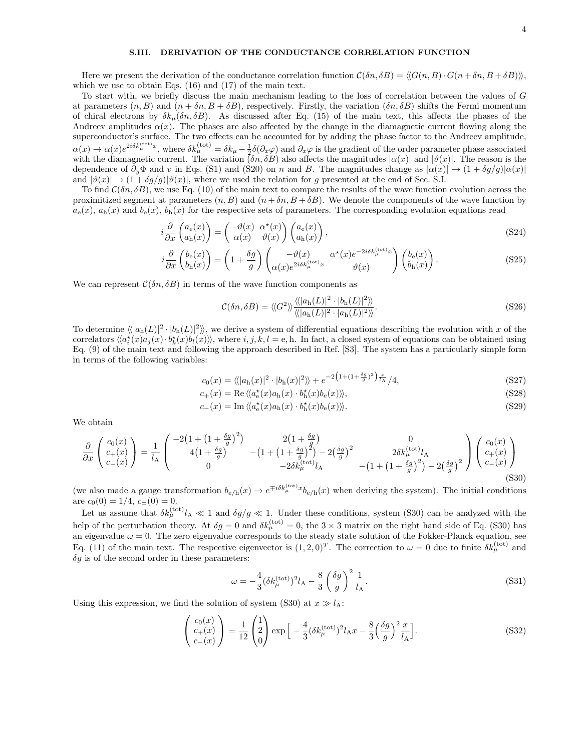## S.III. DERIVATION OF THE CONDUCTANCE CORRELATION FUNCTION

Here we present the derivation of the conductance correlation function $\mathcal{C}(\delta n, \delta B) = \langle\langle G(n,B)\cdot G(n+\delta n, B+\delta B)\rangle\rangle$, which we use to obtain Eqs. (16) and (17) of the main text.

To start with, we briefly discuss the main mechanism leading to the loss of correlation between the values of $G$ at parameters $(n,B)$ and $(n+\delta n, B+\delta B)$, respectively. Firstly, the variation $(\delta n, \delta B)$ shifts the Fermi momentum of chiral electrons by $\delta k_\mu(\delta n, \delta B)$. As discussed after Eq. (15) of the main text, this affects the phases of the Andreev amplitudes $\alpha(x)$. The phases are also affected by the change in the diamagnetic current flowing along the superconductor's surface. The two effects can be accounted for by adding the phase factor to the Andreev amplitude, $\alpha(x)\to\alpha(x)e^{2i\delta k_\mu^{(\mathrm{tot})}x}$, where $\delta k_\mu^{(\mathrm{tot})} = \delta k_\mu - \frac{1}{2}\delta(\partial_x\varphi)$ and $\partial_x\varphi$ is the gradient of the order parameter phase associated with the diamagnetic current. The variation $(\delta n, \delta B)$ also affects the magnitudes $|\alpha(x)|$ and $|\vartheta(x)|$. The reason is the dependence of $\partial_y\Phi$ and $v$ in Eqs. (S1) and (S20) on $n$ and $B$. The magnitudes change as $|\alpha(x)|\to(1+\delta g/g)|\alpha(x)|$ and $|\vartheta(x)|\to(1+\delta g/g)|\vartheta(x)|$, where we used the relation for $g$ presented at the end of Sec. S.I.

To find $\mathcal{C}(\delta n, \delta B)$, we use Eq. (10) of the main text to compare the results of the wave function evolution across the proximitized segment at parameters $(n,B)$ and $(n+\delta n, B+\delta B)$. We denote the components of the wave function by $a_\mathrm{e}(x)$, $a_\mathrm{h}(x)$ and $b_\mathrm{e}(x)$, $b_\mathrm{h}(x)$ for the respective sets of parameters. The corresponding evolution equations read

$$i\frac{\partial}{\partial x}\begin{pmatrix} a_\mathrm{e}(x)\\ a_\mathrm{h}(x)\end{pmatrix} = \begin{pmatrix} -\vartheta(x) & \alpha^\star(x)\\ \alpha(x) & \vartheta(x)\end{pmatrix}\begin{pmatrix} a_\mathrm{e}(x)\\ a_\mathrm{h}(x)\end{pmatrix}, \tag{S24}$$

$$i\frac{\partial}{\partial x}\begin{pmatrix} b_\mathrm{e}(x)\\ b_\mathrm{h}(x)\end{pmatrix} = \left(1+\frac{\delta g}{g}\right)\begin{pmatrix} -\vartheta(x) & \alpha^\star(x)e^{-2i\delta k_\mu^{(\mathrm{tot})}x}\\ \alpha(x)e^{2i\delta k_\mu^{(\mathrm{tot})}x} & \vartheta(x)\end{pmatrix}\begin{pmatrix} b_\mathrm{e}(x)\\ b_\mathrm{h}(x)\end{pmatrix}. \tag{S25}$$

We can represent $\mathcal{C}(\delta n, \delta B)$ in terms of the wave function components as

$$\mathcal{C}(\delta n, \delta B) = \langle\langle G^2\rangle\rangle\frac{\langle\langle |a_\mathrm{h}(L)|^2\cdot|b_\mathrm{h}(L)|^2\rangle\rangle}{\langle\langle |a_\mathrm{h}(L)|^2\cdot|a_\mathrm{h}(L)|^2\rangle\rangle}. \tag{S26}$$

To determine $\langle\langle |a_\mathrm{h}(L)|^2\cdot|b_\mathrm{h}(L)|^2\rangle\rangle$, we derive a system of differential equations describing the evolution with $x$ of the correlators $\langle\langle a_i^\star(x)a_j(x)\cdot b_k^\star(x)b_l(x)\rangle\rangle$, where $i,j,k,l=\mathrm{e},\mathrm{h}$. In fact, a closed system of equations can be obtained using Eq. (9) of the main text and following the approach described in Ref. [S3]. The system has a particularly simple form in terms of the following variables:

$$c_0(x) = \langle\langle |a_\mathrm{h}(x)|^2\cdot|b_\mathrm{h}(x)|^2\rangle\rangle + e^{-2\left(1+(1+\frac{\delta g}{g})^2\right)\frac{x}{l_\mathrm{A}}}/4, \tag{S27}$$

$$c_+(x) = \mathrm{Re}\,\langle\langle a_\mathrm{e}^\star(x)a_\mathrm{h}(x)\cdot b_\mathrm{h}^\star(x)b_\mathrm{e}(x)\rangle\rangle, \tag{S28}$$

$$c_-(x) = \mathrm{Im}\,\langle\langle a_\mathrm{e}^\star(x)a_\mathrm{h}(x)\cdot b_\mathrm{h}^\star(x)b_\mathrm{e}(x)\rangle\rangle. \tag{S29}$$

We obtain

$$\frac{\partial}{\partial x}\begin{pmatrix} c_0(x)\\ c_+(x)\\ c_-(x)\end{pmatrix} = \frac{1}{l_\mathrm{A}}\begin{pmatrix} -2\left(1+\left(1+\frac{\delta g}{g}\right)^2\right) & 2\left(1+\frac{\delta g}{g}\right) & 0\\ 4\left(1+\frac{\delta g}{g}\right) & -\left(1+\left(1+\frac{\delta g}{g}\right)^2\right)-2\left(\frac{\delta g}{g}\right)^2 & 2\delta k_\mu^{(\mathrm{tot})}l_\mathrm{A}\\ 0 & -2\delta k_\mu^{(\mathrm{tot})}l_\mathrm{A} & -\left(1+\left(1+\frac{\delta g}{g}\right)^2\right)-2\left(\frac{\delta g}{g}\right)^2\end{pmatrix}\begin{pmatrix} c_0(x)\\ c_+(x)\\ c_-(x)\end{pmatrix} \tag{S30}$$

(we also made a gauge transformation $b_{\mathrm{e/h}}(x)\to e^{\mp i\delta k_\mu^{(\mathrm{tot})}x}b_{\mathrm{e/h}}(x)$ when deriving the system). The initial conditions are $c_0(0)=1/4$, $c_\pm(0)=0$.

Let us assume that $\delta k_\mu^{(\mathrm{tot})}l_\mathrm{A}\ll 1$ and $\delta g/g\ll 1$. Under these conditions, system (S30) can be analyzed with the help of the perturbation theory. At $\delta g=0$ and $\delta k_\mu^{(\mathrm{tot})}=0$, the $3\times 3$ matrix on the right hand side of Eq. (S30) has an eigenvalue $\omega=0$. The zero eigenvalue corresponds to the steady state solution of the Fokker-Planck equation, see Eq. (11) of the main text. The respective eigenvector is $(1,2,0)^T$. The correction to $\omega=0$ due to finite $\delta k_\mu^{(\mathrm{tot})}$ and $\delta g$ is of the second order in these parameters:

$$\omega = -\frac{4}{3}(\delta k_\mu^{(\mathrm{tot})})^2 l_\mathrm{A} - \frac{8}{3}\left(\frac{\delta g}{g}\right)^2\frac{1}{l_\mathrm{A}}. \tag{S31}$$

Using this expression, we find the solution of system (S30) at $x\gg l_\mathrm{A}$:

$$\begin{pmatrix} c_0(x)\\ c_+(x)\\ c_-(x)\end{pmatrix} = \frac{1}{12}\begin{pmatrix}1\\2\\0\end{pmatrix}\exp\Big[-\frac{4}{3}(\delta k_\mu^{(\mathrm{tot})})^2 l_\mathrm{A}x - \frac{8}{3}\Big(\frac{\delta g}{g}\Big)^2\frac{x}{l_\mathrm{A}}\Big]. \tag{S32}$$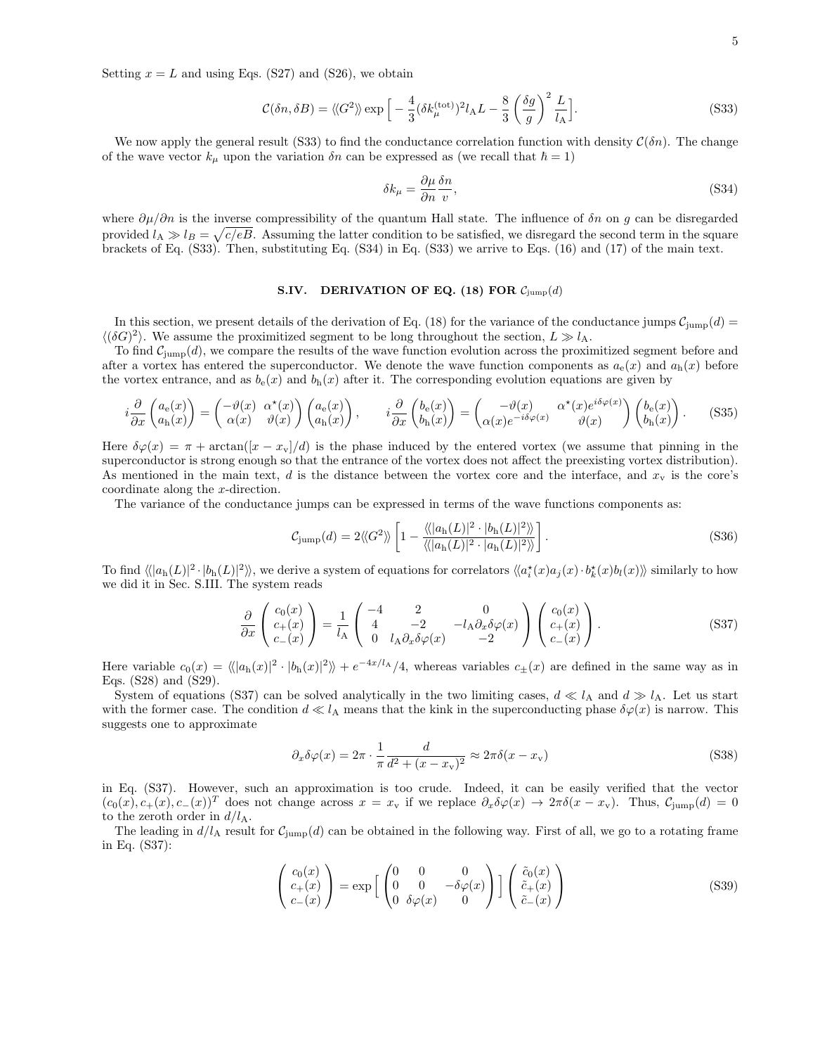Setting $x = L$ and using Eqs. (S27) and (S26), we obtain

$$\mathcal{C}(\delta n, \delta B) = \langle\langle G^2 \rangle\rangle \exp\Big[ -\frac{4}{3}(\delta k_\mu^{(\rm tot)})^2 l_{\rm A} L - \frac{8}{3}\left(\frac{\delta g}{g}\right)^2 \frac{L}{l_{\rm A}} \Big]. \tag{S33}$$

We now apply the general result (S33) to find the conductance correlation function with density $\mathcal{C}(\delta n)$. The change of the wave vector $k_\mu$ upon the variation $\delta n$ can be expressed as (we recall that $\hbar = 1$)

$$\delta k_\mu = \frac{\partial \mu}{\partial n}\frac{\delta n}{v}, \tag{S34}$$

where $\partial \mu / \partial n$ is the inverse compressibility of the quantum Hall state. The influence of $\delta n$ on $g$ can be disregarded provided $l_{\rm A} \gg l_B = \sqrt{c/eB}$. Assuming the latter condition to be satisfied, we disregard the second term in the square brackets of Eq. (S33). Then, substituting Eq. (S34) in Eq. (S33) we arrive to Eqs. (16) and (17) of the main text.

## S.IV. DERIVATION OF EQ. (18) FOR $\mathcal{C}_{\rm jump}(d)$

In this section, we present details of the derivation of Eq. (18) for the variance of the conductance jumps $\mathcal{C}_{\rm jump}(d) = \langle (\delta G)^2 \rangle$. We assume the proximitized segment to be long throughout the section, $L \gg l_{\rm A}$.

To find $\mathcal{C}_{\rm jump}(d)$, we compare the results of the wave function evolution across the proximitized segment before and after a vortex has entered the superconductor. We denote the wave function components as $a_{\rm e}(x)$ and $a_{\rm h}(x)$ before the vortex entrance, and as $b_{\rm e}(x)$ and $b_{\rm h}(x)$ after it. The corresponding evolution equations are given by

$$i\frac{\partial}{\partial x}\begin{pmatrix} a_{\rm e}(x) \\ a_{\rm h}(x) \end{pmatrix} = \begin{pmatrix} -\vartheta(x) & \alpha^\star(x) \\ \alpha(x) & \vartheta(x) \end{pmatrix}\begin{pmatrix} a_{\rm e}(x) \\ a_{\rm h}(x) \end{pmatrix}, \qquad i\frac{\partial}{\partial x}\begin{pmatrix} b_{\rm e}(x) \\ b_{\rm h}(x) \end{pmatrix} = \begin{pmatrix} -\vartheta(x) & \alpha^\star(x) e^{i\delta\varphi(x)} \\ \alpha(x) e^{-i\delta\varphi(x)} & \vartheta(x) \end{pmatrix}\begin{pmatrix} b_{\rm e}(x) \\ b_{\rm h}(x) \end{pmatrix}. \tag{S35}$$

Here $\delta\varphi(x) = \pi + \arctan([x - x_{\rm v}]/d)$ is the phase induced by the entered vortex (we assume that pinning in the superconductor is strong enough so that the entrance of the vortex does not affect the preexisting vortex distribution). As mentioned in the main text, $d$ is the distance between the vortex core and the interface, and $x_{\rm v}$ is the core's coordinate along the $x$-direction.

The variance of the conductance jumps can be expressed in terms of the wave functions components as:

$$\mathcal{C}_{\rm jump}(d) = 2\langle\langle G^2 \rangle\rangle \left[ 1 - \frac{\langle\langle |a_{\rm h}(L)|^2 \cdot |b_{\rm h}(L)|^2 \rangle\rangle}{\langle\langle |a_{\rm h}(L)|^2 \cdot |a_{\rm h}(L)|^2 \rangle\rangle} \right]. \tag{S36}$$

To find $\langle\langle |a_{\rm h}(L)|^2 \cdot |b_{\rm h}(L)|^2 \rangle\rangle$, we derive a system of equations for correlators $\langle\langle a_i^\star(x) a_j(x) \cdot b_k^\star(x) b_l(x) \rangle\rangle$ similarly to how we did it in Sec. S.III. The system reads

$$\frac{\partial}{\partial x}\begin{pmatrix} c_0(x) \\ c_+(x) \\ c_-(x) \end{pmatrix} = \frac{1}{l_{\rm A}}\begin{pmatrix} -4 & 2 & 0 \\ 4 & -2 & -l_{\rm A}\partial_x \delta\varphi(x) \\ 0 & l_{\rm A}\partial_x\delta\varphi(x) & -2 \end{pmatrix}\begin{pmatrix} c_0(x) \\ c_+(x) \\ c_-(x) \end{pmatrix}. \tag{S37}$$

Here variable $c_0(x) = \langle\langle |a_{\rm h}(x)|^2 \cdot |b_{\rm h}(x)|^2 \rangle\rangle + e^{-4x/l_{\rm A}}/4$, whereas variables $c_\pm(x)$ are defined in the same way as in Eqs. (S28) and (S29).

System of equations (S37) can be solved analytically in the two limiting cases, $d \ll l_{\rm A}$ and $d \gg l_{\rm A}$. Let us start with the former case. The condition $d \ll l_{\rm A}$ means that the kink in the superconducting phase $\delta\varphi(x)$ is narrow. This suggests one to approximate

$$\partial_x \delta\varphi(x) = 2\pi \cdot \frac{1}{\pi}\frac{d}{d^2 + (x - x_{\rm v})^2} \approx 2\pi\delta(x - x_{\rm v}) \tag{S38}$$

in Eq. (S37). However, such an approximation is too crude. Indeed, it can be easily verified that the vector $(c_0(x), c_+(x), c_-(x))^T$ does not change across $x = x_{\rm v}$ if we replace $\partial_x\delta\varphi(x) \to 2\pi\delta(x - x_{\rm v})$. Thus, $\mathcal{C}_{\rm jump}(d) = 0$ to the zeroth order in $d/l_{\rm A}$.

The leading in $d/l_{\rm A}$ result for $\mathcal{C}_{\rm jump}(d)$ can be obtained in the following way. First of all, we go to a rotating frame in Eq. (S37):

$$\begin{pmatrix} c_0(x) \\ c_+(x) \\ c_-(x) \end{pmatrix} = \exp\Big[ \begin{pmatrix} 0 & 0 & 0 \\ 0 & 0 & -\delta\varphi(x) \\ 0 & \delta\varphi(x) & 0 \end{pmatrix} \Big] \begin{pmatrix} \tilde{c}_0(x) \\ \tilde{c}_+(x) \\ \tilde{c}_-(x) \end{pmatrix} \tag{S39}$$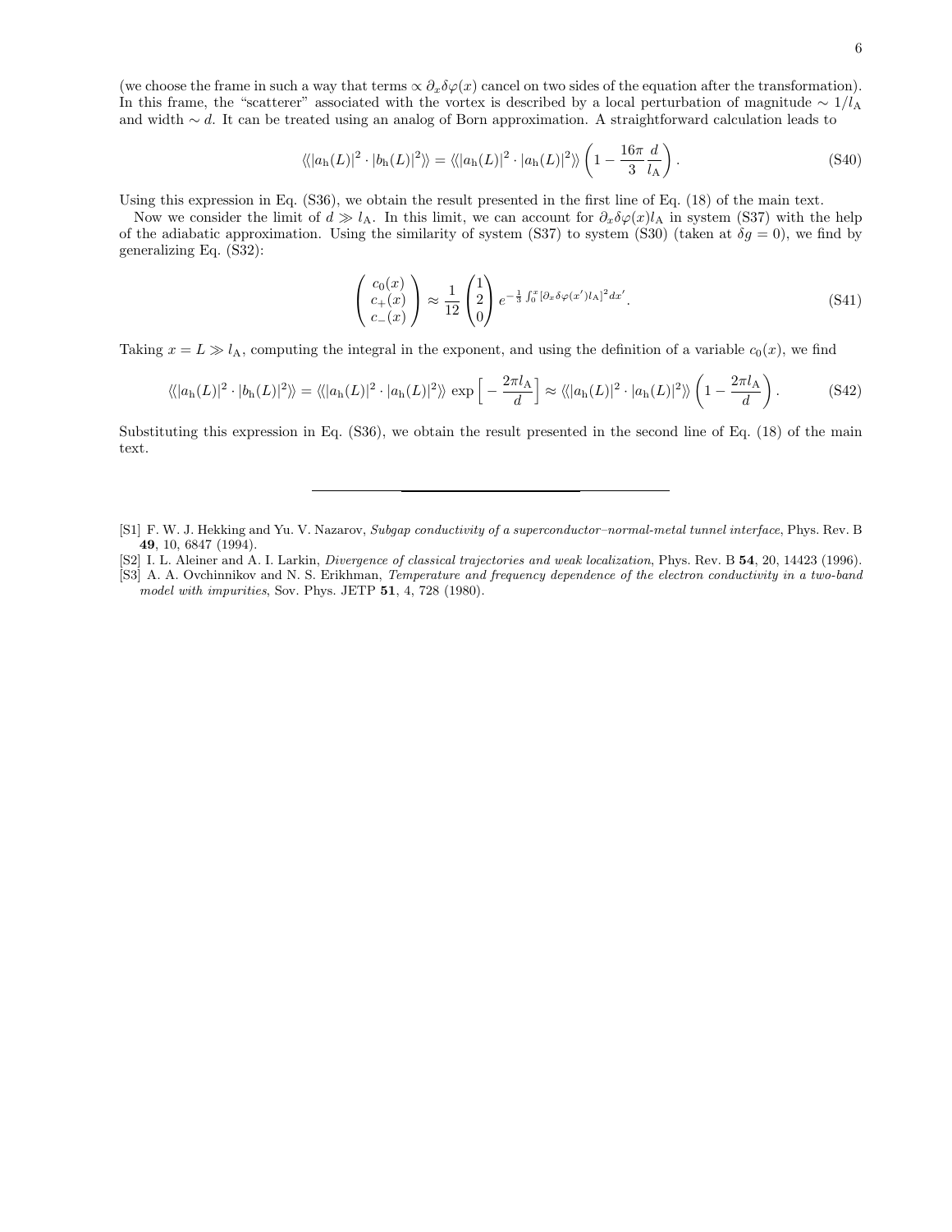(we choose the frame in such a way that terms $\propto \partial_x \delta\varphi(x)$ cancel on two sides of the equation after the transformation). In this frame, the "scatterer" associated with the vortex is described by a local perturbation of magnitude $\sim 1/l_{\rm A}$ and width $\sim d$. It can be treated using an analog of Born approximation. A straightforward calculation leads to

$$\langle\!\langle |a_{\rm h}(L)|^2 \cdot |b_{\rm h}(L)|^2 \rangle\!\rangle = \langle\!\langle |a_{\rm h}(L)|^2 \cdot |a_{\rm h}(L)|^2 \rangle\!\rangle \left(1 - \frac{16\pi}{3}\frac{d}{l_{\rm A}}\right). \tag{S40}$$

Using this expression in Eq. (S36), we obtain the result presented in the first line of Eq. (18) of the main text.

Now we consider the limit of $d \gg l_{\rm A}$. In this limit, we can account for $\partial_x \delta\varphi(x) l_{\rm A}$ in system (S37) with the help of the adiabatic approximation. Using the similarity of system (S37) to system (S30) (taken at $\delta g = 0$), we find by generalizing Eq. (S32):

$$\begin{pmatrix} c_0(x) \\ c_+(x) \\ c_-(x) \end{pmatrix} \approx \frac{1}{12}\begin{pmatrix} 1 \\ 2 \\ 0 \end{pmatrix} e^{-\frac{1}{3}\int_0^x [\partial_x \delta\varphi(x') l_{\rm A}]^2 dx'}. \tag{S41}$$

Taking $x = L \gg l_{\rm A}$, computing the integral in the exponent, and using the definition of a variable $c_0(x)$, we find

$$\langle\!\langle |a_{\rm h}(L)|^2 \cdot |b_{\rm h}(L)|^2 \rangle\!\rangle = \langle\!\langle |a_{\rm h}(L)|^2 \cdot |a_{\rm h}(L)|^2 \rangle\!\rangle \exp\Big[-\frac{2\pi l_{\rm A}}{d}\Big] \approx \langle\!\langle |a_{\rm h}(L)|^2 \cdot |a_{\rm h}(L)|^2 \rangle\!\rangle \left(1 - \frac{2\pi l_{\rm A}}{d}\right). \tag{S42}$$

Substituting this expression in Eq. (S36), we obtain the result presented in the second line of Eq. (18) of the main text.

---

[S1] F. W. J. Hekking and Yu. V. Nazarov, *Subgap conductivity of a superconductor–normal-metal tunnel interface*, Phys. Rev. B **49**, 10, 6847 (1994).

[S2] I. L. Aleiner and A. I. Larkin, *Divergence of classical trajectories and weak localization*, Phys. Rev. B **54**, 20, 14423 (1996).

[S3] A. A. Ovchinnikov and N. S. Erikhman, *Temperature and frequency dependence of the electron conductivity in a two-band model with impurities*, Sov. Phys. JETP **51**, 4, 728 (1980).